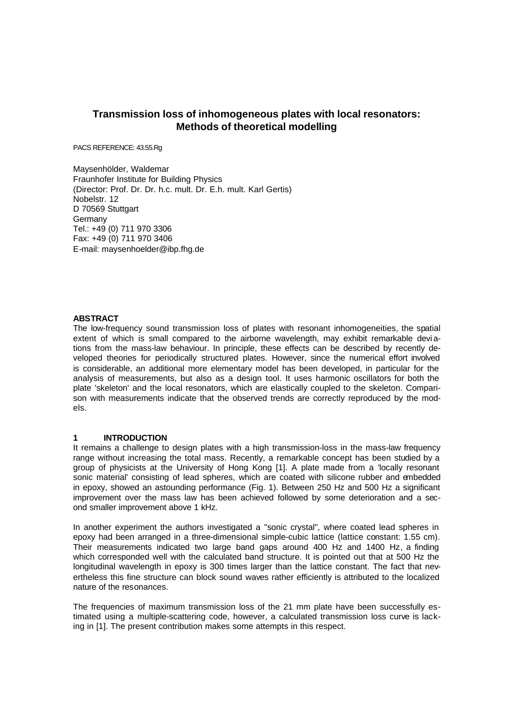# Transmission loss of inhomogeneous plates with local resonators: Methods of theoretical modelling

PACS REFERENCE: 43.55.Rg

Maysenhölder, Waldemar
Fraunhofer Institute for Building Physics
(Director: Prof. Dr. Dr. h.c. mult. Dr. E.h. mult. Karl Gertis)
Nobelstr. 12
D 70569 Stuttgart
Germany
Tel.: +49 (0) 711 970 3306
Fax: +49 (0) 711 970 3406
E-mail: maysenhoelder@ibp.fhg.de

## ABSTRACT

The low-frequency sound transmission loss of plates with resonant inhomogeneities, the spatial extent of which is small compared to the airborne wavelength, may exhibit remarkable deviations from the mass-law behaviour. In principle, these effects can be described by recently developed theories for periodically structured plates. However, since the numerical effort involved is considerable, an additional more elementary model has been developed, in particular for the analysis of measurements, but also as a design tool. It uses harmonic oscillators for both the plate 'skeleton' and the local resonators, which are elastically coupled to the skeleton. Comparison with measurements indicate that the observed trends are correctly reproduced by the models.

## 1 INTRODUCTION

It remains a challenge to design plates with a high transmission-loss in the mass-law frequency range without increasing the total mass. Recently, a remarkable concept has been studied by a group of physicists at the University of Hong Kong [1]. A plate made from a 'locally resonant sonic material' consisting of lead spheres, which are coated with silicone rubber and embedded in epoxy, showed an astounding performance (Fig. 1). Between 250 Hz and 500 Hz a significant improvement over the mass law has been achieved followed by some deterioration and a second smaller improvement above 1 kHz.

In another experiment the authors investigated a "sonic crystal", where coated lead spheres in epoxy had been arranged in a three-dimensional simple-cubic lattice (lattice constant: 1.55 cm). Their measurements indicated two large band gaps around 400 Hz and 1400 Hz, a finding which corresponded well with the calculated band structure. It is pointed out that at 500 Hz the longitudinal wavelength in epoxy is 300 times larger than the lattice constant. The fact that nevertheless this fine structure can block sound waves rather efficiently is attributed to the localized nature of the resonances.

The frequencies of maximum transmission loss of the 21 mm plate have been successfully estimated using a multiple-scattering code, however, a calculated transmission loss curve is lacking in [1]. The present contribution makes some attempts in this respect.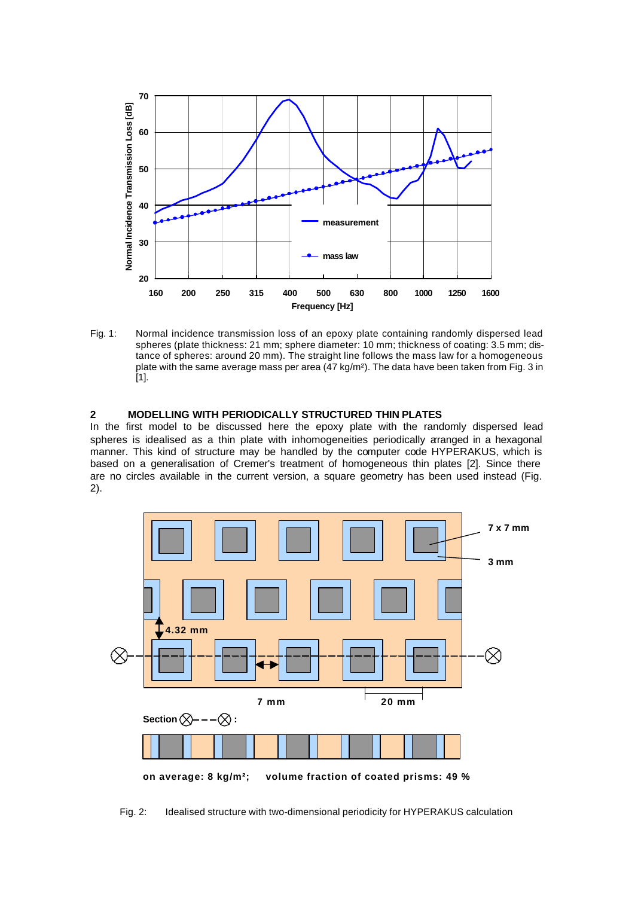70
60
50
40
30
20

Normal Incidence Transmission Loss [dB]

160 200 250 315 400 500 630 800 1000 1250 1600

Frequency [Hz]

measurement

mass law

Fig. 1: Normal incidence transmission loss of an epoxy plate containing randomly dispersed lead spheres (plate thickness: 21 mm; sphere diameter: 10 mm; thickness of coating: 3.5 mm; distance of spheres: around 20 mm). The straight line follows the mass law for a homogeneous plate with the same average mass per area (47 kg/m²). The data have been taken from Fig. 3 in [1].

## 2 MODELLING WITH PERIODICALLY STRUCTURED THIN PLATES

In the first model to be discussed here the epoxy plate with the randomly dispersed lead spheres is idealised as a thin plate with inhomogeneities periodically arranged in a hexagonal manner. This kind of structure may be handled by the computer code HYPERAKUS, which is based on a generalisation of Cremer's treatment of homogeneous thin plates [2]. Since there are no circles available in the current version, a square geometry has been used instead (Fig. 2).

7 x 7 mm

3 mm

4.32 mm

7 mm

20 mm

Section ⊗- - -⊗ :

on average: 8 kg/m²; volume fraction of coated prisms: 49 %

Fig. 2: Idealised structure with two-dimensional periodicity for HYPERAKUS calculation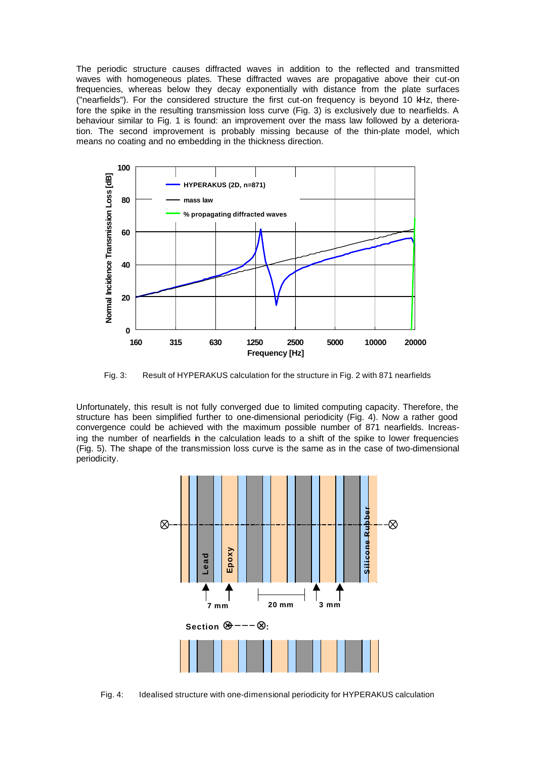The periodic structure causes diffracted waves in addition to the reflected and transmitted waves with homogeneous plates. These diffracted waves are propagative above their cut-on frequencies, whereas below they decay exponentially with distance from the plate surfaces ("nearfields"). For the considered structure the first cut-on frequency is beyond 10 kHz, therefore the spike in the resulting transmission loss curve (Fig. 3) is exclusively due to nearfields. A behaviour similar to Fig. 1 is found: an improvement over the mass law followed by a deterioration. The second improvement is probably missing because of the thin-plate model, which means no coating and no embedding in the thickness direction.

Normal Incidence Transmission Loss [dB]

100
80
60
40
20
0

HYPERAKUS (2D, n=871)
mass law
% propagating diffracted waves

160
315
630
1250
2500
5000
10000
20000

Frequency [Hz]

Fig. 3: Result of HYPERAKUS calculation for the structure in Fig. 2 with 871 nearfields

Unfortunately, this result is not fully converged due to limited computing capacity. Therefore, the structure has been simplified further to one-dimensional periodicity (Fig. 4). Now a rather good convergence could be achieved with the maximum possible number of 871 nearfields. Increasing the number of nearfields in the calculation leads to a shift of the spike to lower frequencies (Fig. 5). The shape of the transmission loss curve is the same as in the case of two-dimensional periodicity.

Lead
Epoxy
Silicone Rubber

7 mm
20 mm
3 mm

Section ⊗---⊗:

Fig. 4: Idealised structure with one-dimensional periodicity for HYPERAKUS calculation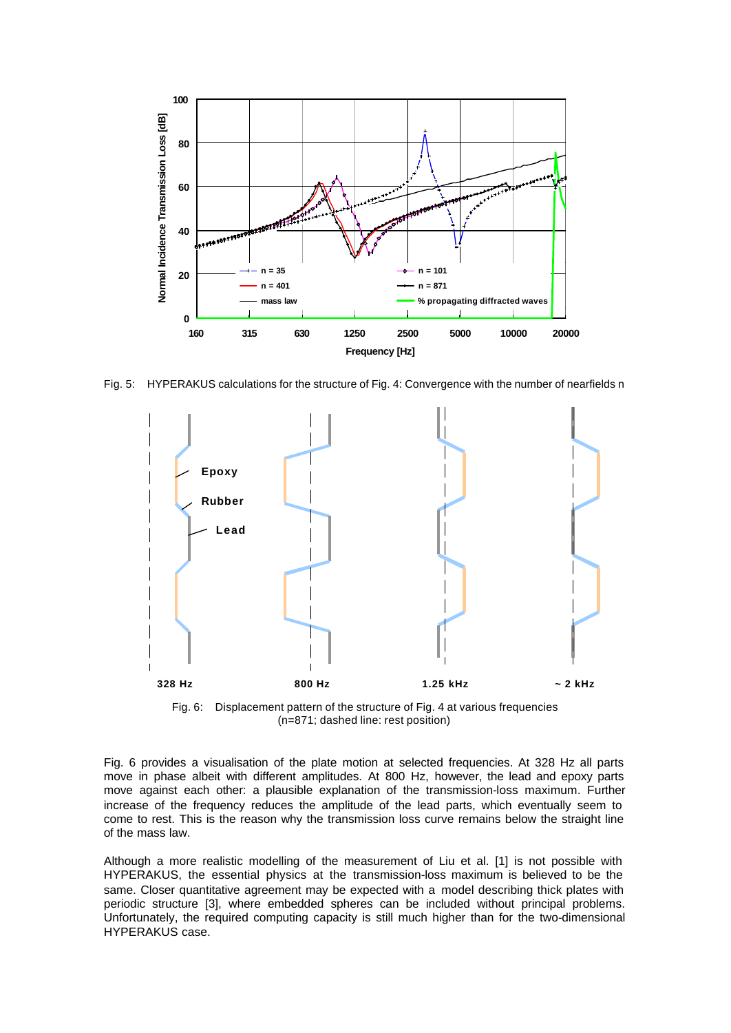Normal Incidence Transmission Loss [dB]

100
80
60
40
20
0

160
315
630
1250
2500
5000
10000
20000

Frequency [Hz]

n = 35
n = 101
n = 401
n = 871
mass law
% propagating diffracted waves

Fig. 5: HYPERAKUS calculations for the structure of Fig. 4: Convergence with the number of nearfields n

Epoxy
Rubber
Lead

328 Hz
800 Hz
1.25 kHz
~ 2 kHz

Fig. 6: Displacement pattern of the structure of Fig. 4 at various frequencies (n=871; dashed line: rest position)

Fig. 6 provides a visualisation of the plate motion at selected frequencies. At 328 Hz all parts move in phase albeit with different amplitudes. At 800 Hz, however, the lead and epoxy parts move against each other: a plausible explanation of the transmission-loss maximum. Further increase of the frequency reduces the amplitude of the lead parts, which eventually seem to come to rest. This is the reason why the transmission loss curve remains below the straight line of the mass law.

Although a more realistic modelling of the measurement of Liu et al. [1] is not possible with HYPERAKUS, the essential physics at the transmission-loss maximum is believed to be the same. Closer quantitative agreement may be expected with a model describing thick plates with periodic structure [3], where embedded spheres can be included without principal problems. Unfortunately, the required computing capacity is still much higher than for the two-dimensional HYPERAKUS case.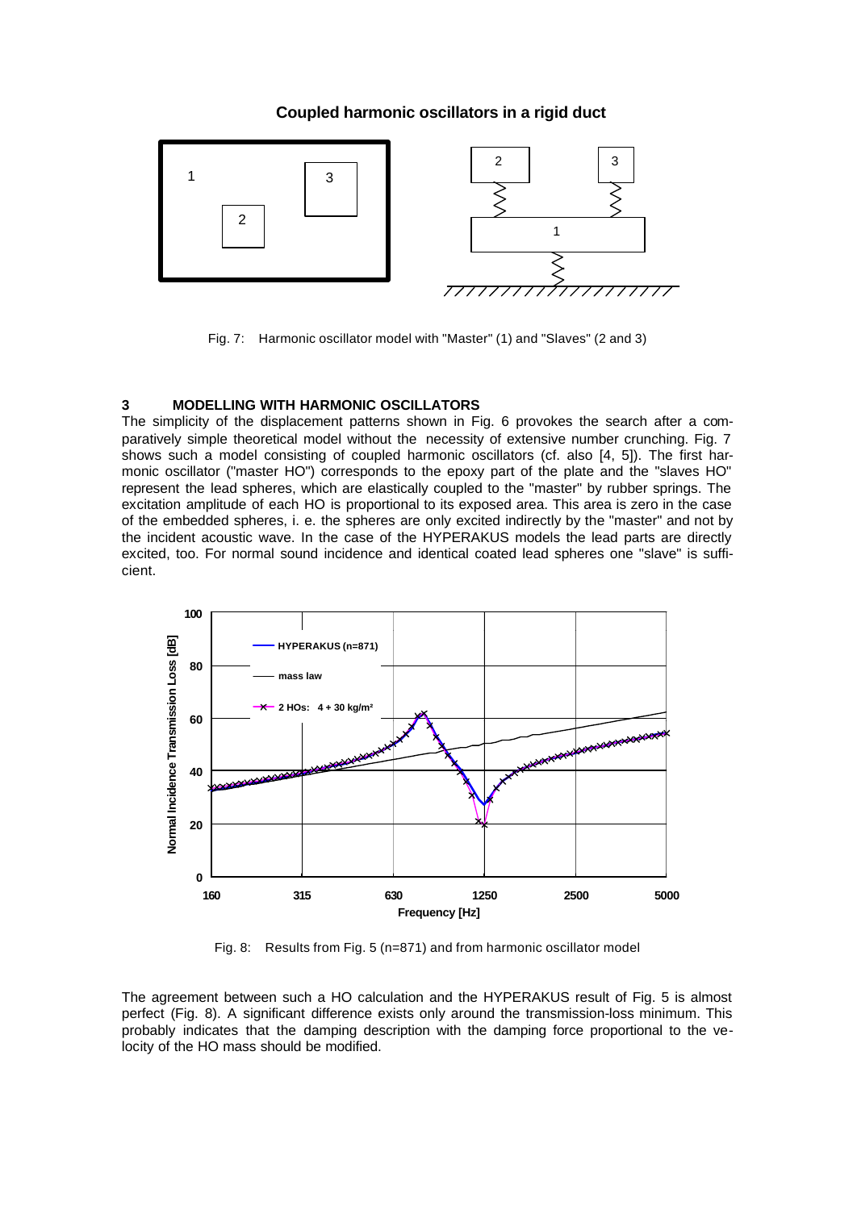**Coupled harmonic oscillators in a rigid duct**

1
2
3

2
3
1

Fig. 7: Harmonic oscillator model with "Master" (1) and "Slaves" (2 and 3)

## 3 MODELLING WITH HARMONIC OSCILLATORS

The simplicity of the displacement patterns shown in Fig. 6 provokes the search after a comparatively simple theoretical model without the necessity of extensive number crunching. Fig. 7 shows such a model consisting of coupled harmonic oscillators (cf. also [4, 5]). The first harmonic oscillator ("master HO") corresponds to the epoxy part of the plate and the "slaves HO" represent the lead spheres, which are elastically coupled to the "master" by rubber springs. The excitation amplitude of each HO is proportional to its exposed area. This area is zero in the case of the embedded spheres, i. e. the spheres are only excited indirectly by the "master" and not by the incident acoustic wave. In the case of the HYPERAKUS models the lead parts are directly excited, too. For normal sound incidence and identical coated lead spheres one "slave" is sufficient.

HYPERAKUS (n=871)
mass law
2 HOs: 4 + 30 kg/m²

Normal Incidence Transmission Loss [dB]
0
20
40
60
80
100

Frequency [Hz]
160
315
630
1250
2500
5000

Fig. 8: Results from Fig. 5 (n=871) and from harmonic oscillator model

The agreement between such a HO calculation and the HYPERAKUS result of Fig. 5 is almost perfect (Fig. 8). A significant difference exists only around the transmission-loss minimum. This probably indicates that the damping description with the damping force proportional to the velocity of the HO mass should be modified.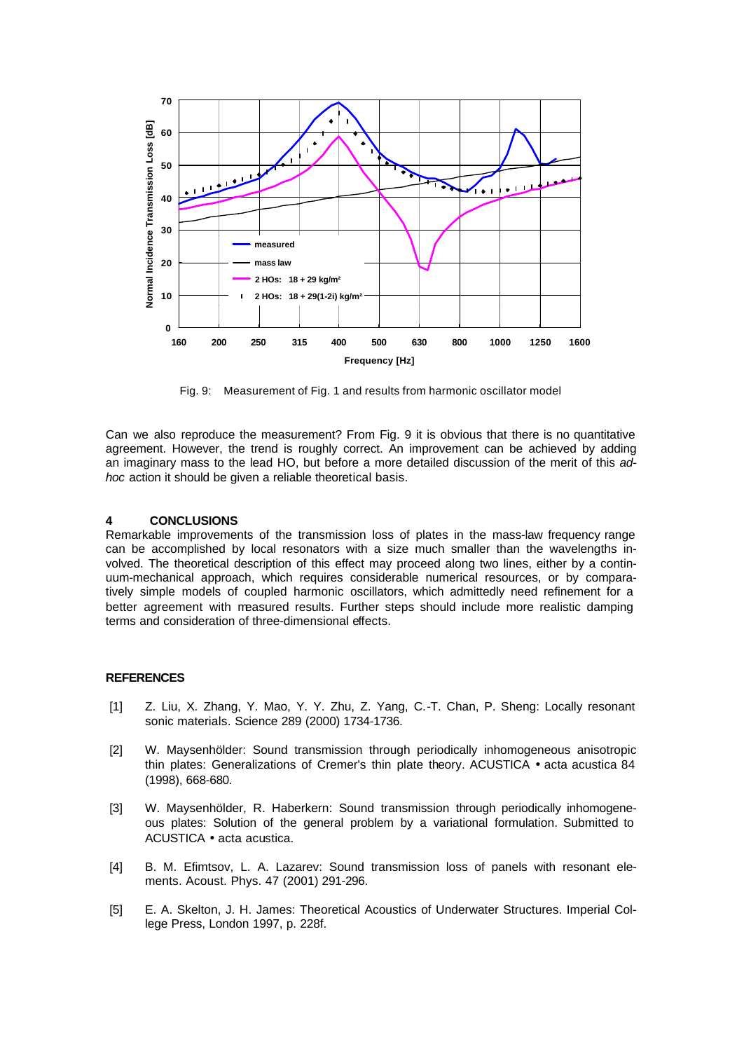70

60

50

40

30

20

10

0

Normal Incidence Transmission Loss [dB]

160 200 250 315 400 500 630 800 1000 1250 1600

Frequency [Hz]

measured

mass law

2 HOs: 18 + 29 kg/m²

2 HOs: 18 + 29(1-2i) kg/m²

Fig. 9: Measurement of Fig. 1 and results from harmonic oscillator model

Can we also reproduce the measurement? From Fig. 9 it is obvious that there is no quantitative agreement. However, the trend is roughly correct. An improvement can be achieved by adding an imaginary mass to the lead HO, but before a more detailed discussion of the merit of this *ad-hoc* action it should be given a reliable theoretical basis.

## 4 CONCLUSIONS

Remarkable improvements of the transmission loss of plates in the mass-law frequency range can be accomplished by local resonators with a size much smaller than the wavelengths involved. The theoretical description of this effect may proceed along two lines, either by a continuum-mechanical approach, which requires considerable numerical resources, or by comparatively simple models of coupled harmonic oscillators, which admittedly need refinement for a better agreement with measured results. Further steps should include more realistic damping terms and consideration of three-dimensional effects.

## REFERENCES

[1] Z. Liu, X. Zhang, Y. Mao, Y. Y. Zhu, Z. Yang, C.-T. Chan, P. Sheng: Locally resonant sonic materials. Science 289 (2000) 1734-1736.

[2] W. Maysenhölder: Sound transmission through periodically inhomogeneous anisotropic thin plates: Generalizations of Cremer's thin plate theory. ACUSTICA • acta acustica 84 (1998), 668-680.

[3] W. Maysenhölder, R. Haberkern: Sound transmission through periodically inhomogeneous plates: Solution of the general problem by a variational formulation. Submitted to ACUSTICA • acta acustica.

[4] B. M. Efimtsov, L. A. Lazarev: Sound transmission loss of panels with resonant elements. Acoust. Phys. 47 (2001) 291-296.

[5] E. A. Skelton, J. H. James: Theoretical Acoustics of Underwater Structures. Imperial College Press, London 1997, p. 228f.